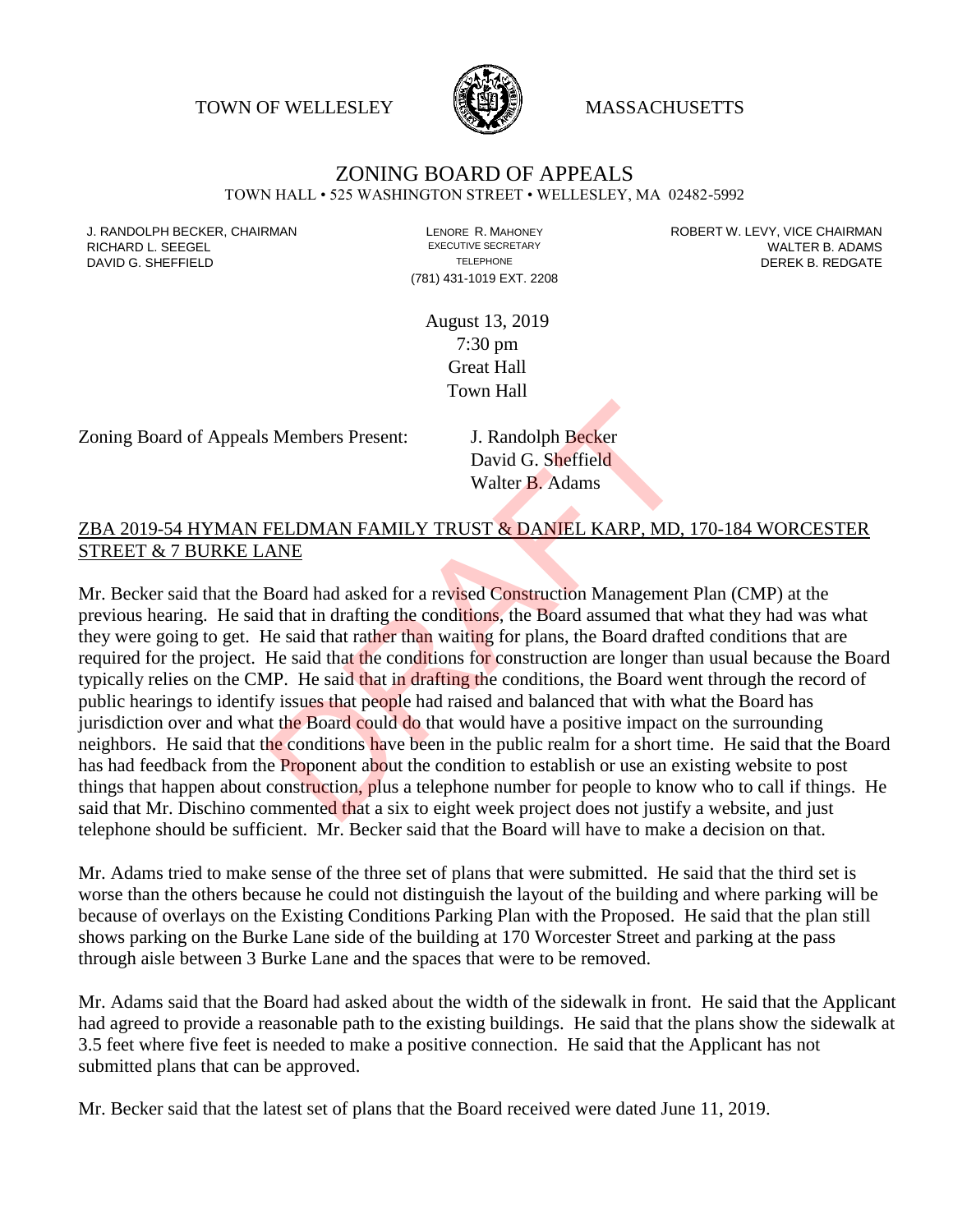TOWN OF WELLESLEY MASSACHUSETTS

# ZONING BOARD OF APPEALS

TOWN HALL • 525 WASHINGTON STREET • WELLESLEY, MA 02482-5992

J. RANDOLPH BECKER, CHAIRMAN
RICHARD L. SEEGEL
DAVID G. SHEFFIELD

LENORE R. MAHONEY
EXECUTIVE SECRETARY
TELEPHONE
(781) 431-1019 EXT. 2208

ROBERT W. LEVY, VICE CHAIRMAN
WALTER B. ADAMS
DEREK B. REDGATE

August 13, 2019
7:30 pm
Great Hall
Town Hall

Zoning Board of Appeals Members Present: J. Randolph Becker
David G. Sheffield
Walter B. Adams

## ZBA 2019-54 HYMAN FELDMAN FAMILY TRUST & DANIEL KARP, MD, 170-184 WORCESTER STREET & 7 BURKE LANE

Mr. Becker said that the Board had asked for a revised Construction Management Plan (CMP) at the previous hearing. He said that in drafting the conditions, the Board assumed that what they had was what they were going to get. He said that rather than waiting for plans, the Board drafted conditions that are required for the project. He said that the conditions for construction are longer than usual because the Board typically relies on the CMP. He said that in drafting the conditions, the Board went through the record of public hearings to identify issues that people had raised and balanced that with what the Board has jurisdiction over and what the Board could do that would have a positive impact on the surrounding neighbors. He said that the conditions have been in the public realm for a short time. He said that the Board has had feedback from the Proponent about the condition to establish or use an existing website to post things that happen about construction, plus a telephone number for people to know who to call if things. He said that Mr. Dischino commented that a six to eight week project does not justify a website, and just telephone should be sufficient. Mr. Becker said that the Board will have to make a decision on that.

Mr. Adams tried to make sense of the three set of plans that were submitted. He said that the third set is worse than the others because he could not distinguish the layout of the building and where parking will be because of overlays on the Existing Conditions Parking Plan with the Proposed. He said that the plan still shows parking on the Burke Lane side of the building at 170 Worcester Street and parking at the pass through aisle between 3 Burke Lane and the spaces that were to be removed.

Mr. Adams said that the Board had asked about the width of the sidewalk in front. He said that the Applicant had agreed to provide a reasonable path to the existing buildings. He said that the plans show the sidewalk at 3.5 feet where five feet is needed to make a positive connection. He said that the Applicant has not submitted plans that can be approved.

Mr. Becker said that the latest set of plans that the Board received were dated June 11, 2019.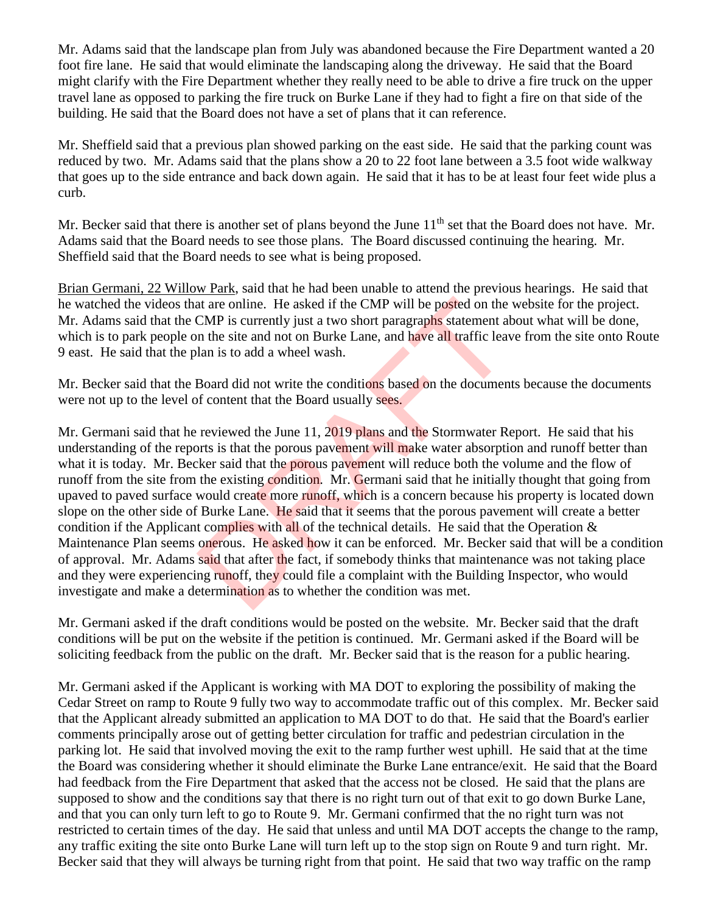Mr. Adams said that the landscape plan from July was abandoned because the Fire Department wanted a 20 foot fire lane. He said that would eliminate the landscaping along the driveway. He said that the Board might clarify with the Fire Department whether they really need to be able to drive a fire truck on the upper travel lane as opposed to parking the fire truck on Burke Lane if they had to fight a fire on that side of the building. He said that the Board does not have a set of plans that it can reference.

Mr. Sheffield said that a previous plan showed parking on the east side. He said that the parking count was reduced by two. Mr. Adams said that the plans show a 20 to 22 foot lane between a 3.5 foot wide walkway that goes up to the side entrance and back down again. He said that it has to be at least four feet wide plus a curb.

Mr. Becker said that there is another set of plans beyond the June 11th set that the Board does not have. Mr. Adams said that the Board needs to see those plans. The Board discussed continuing the hearing. Mr. Sheffield said that the Board needs to see what is being proposed.

Brian Germani, 22 Willow Park, said that he had been unable to attend the previous hearings. He said that he watched the videos that are online. He asked if the CMP will be posted on the website for the project. Mr. Adams said that the CMP is currently just a two short paragraphs statement about what will be done, which is to park people on the site and not on Burke Lane, and have all traffic leave from the site onto Route 9 east. He said that the plan is to add a wheel wash.

Mr. Becker said that the Board did not write the conditions based on the documents because the documents were not up to the level of content that the Board usually sees.

Mr. Germani said that he reviewed the June 11, 2019 plans and the Stormwater Report. He said that his understanding of the reports is that the porous pavement will make water absorption and runoff better than what it is today. Mr. Becker said that the porous pavement will reduce both the volume and the flow of runoff from the site from the existing condition. Mr. Germani said that he initially thought that going from upaved to paved surface would create more runoff, which is a concern because his property is located down slope on the other side of Burke Lane. He said that it seems that the porous pavement will create a better condition if the Applicant complies with all of the technical details. He said that the Operation & Maintenance Plan seems onerous. He asked how it can be enforced. Mr. Becker said that will be a condition of approval. Mr. Adams said that after the fact, if somebody thinks that maintenance was not taking place and they were experiencing runoff, they could file a complaint with the Building Inspector, who would investigate and make a determination as to whether the condition was met.

Mr. Germani asked if the draft conditions would be posted on the website. Mr. Becker said that the draft conditions will be put on the website if the petition is continued. Mr. Germani asked if the Board will be soliciting feedback from the public on the draft. Mr. Becker said that is the reason for a public hearing.

Mr. Germani asked if the Applicant is working with MA DOT to exploring the possibility of making the Cedar Street on ramp to Route 9 fully two way to accommodate traffic out of this complex. Mr. Becker said that the Applicant already submitted an application to MA DOT to do that. He said that the Board's earlier comments principally arose out of getting better circulation for traffic and pedestrian circulation in the parking lot. He said that involved moving the exit to the ramp further west uphill. He said that at the time the Board was considering whether it should eliminate the Burke Lane entrance/exit. He said that the Board had feedback from the Fire Department that asked that the access not be closed. He said that the plans are supposed to show and the conditions say that there is no right turn out of that exit to go down Burke Lane, and that you can only turn left to go to Route 9. Mr. Germani confirmed that the no right turn was not restricted to certain times of the day. He said that unless and until MA DOT accepts the change to the ramp, any traffic exiting the site onto Burke Lane will turn left up to the stop sign on Route 9 and turn right. Mr. Becker said that they will always be turning right from that point. He said that two way traffic on the ramp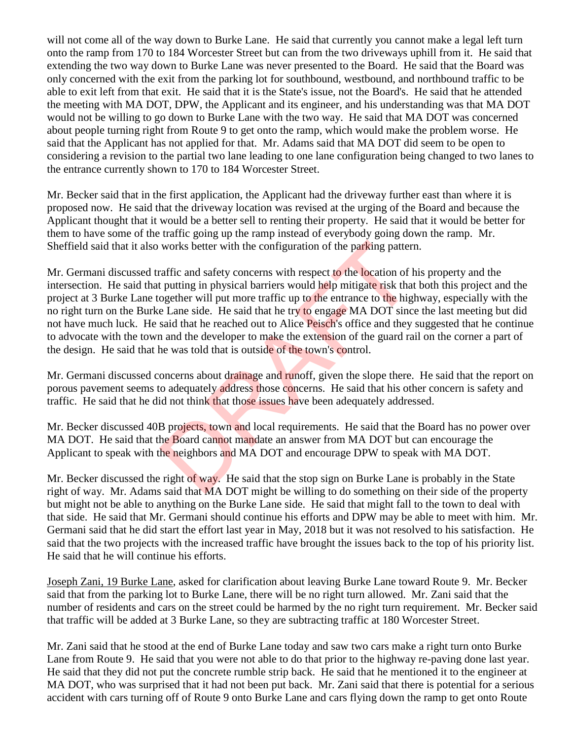will not come all of the way down to Burke Lane. He said that currently you cannot make a legal left turn onto the ramp from 170 to 184 Worcester Street but can from the two driveways uphill from it. He said that extending the two way down to Burke Lane was never presented to the Board. He said that the Board was only concerned with the exit from the parking lot for southbound, westbound, and northbound traffic to be able to exit left from that exit. He said that it is the State's issue, not the Board's. He said that he attended the meeting with MA DOT, DPW, the Applicant and its engineer, and his understanding was that MA DOT would not be willing to go down to Burke Lane with the two way. He said that MA DOT was concerned about people turning right from Route 9 to get onto the ramp, which would make the problem worse. He said that the Applicant has not applied for that. Mr. Adams said that MA DOT did seem to be open to considering a revision to the partial two lane leading to one lane configuration being changed to two lanes to the entrance currently shown to 170 to 184 Worcester Street.

Mr. Becker said that in the first application, the Applicant had the driveway further east than where it is proposed now. He said that the driveway location was revised at the urging of the Board and because the Applicant thought that it would be a better sell to renting their property. He said that it would be better for them to have some of the traffic going up the ramp instead of everybody going down the ramp. Mr. Sheffield said that it also works better with the configuration of the parking pattern.

Mr. Germani discussed traffic and safety concerns with respect to the location of his property and the intersection. He said that putting in physical barriers would help mitigate risk that both this project and the project at 3 Burke Lane together will put more traffic up to the entrance to the highway, especially with the no right turn on the Burke Lane side. He said that he try to engage MA DOT since the last meeting but did not have much luck. He said that he reached out to Alice Peisch's office and they suggested that he continue to advocate with the town and the developer to make the extension of the guard rail on the corner a part of the design. He said that he was told that is outside of the town's control.

Mr. Germani discussed concerns about drainage and runoff, given the slope there. He said that the report on porous pavement seems to adequately address those concerns. He said that his other concern is safety and traffic. He said that he did not think that those issues have been adequately addressed.

Mr. Becker discussed 40B projects, town and local requirements. He said that the Board has no power over MA DOT. He said that the Board cannot mandate an answer from MA DOT but can encourage the Applicant to speak with the neighbors and MA DOT and encourage DPW to speak with MA DOT.

Mr. Becker discussed the right of way. He said that the stop sign on Burke Lane is probably in the State right of way. Mr. Adams said that MA DOT might be willing to do something on their side of the property but might not be able to anything on the Burke Lane side. He said that might fall to the town to deal with that side. He said that Mr. Germani should continue his efforts and DPW may be able to meet with him. Mr. Germani said that he did start the effort last year in May, 2018 but it was not resolved to his satisfaction. He said that the two projects with the increased traffic have brought the issues back to the top of his priority list. He said that he will continue his efforts.

<u>Joseph Zani, 19 Burke Lane</u>, asked for clarification about leaving Burke Lane toward Route 9. Mr. Becker said that from the parking lot to Burke Lane, there will be no right turn allowed. Mr. Zani said that the number of residents and cars on the street could be harmed by the no right turn requirement. Mr. Becker said that traffic will be added at 3 Burke Lane, so they are subtracting traffic at 180 Worcester Street.

Mr. Zani said that he stood at the end of Burke Lane today and saw two cars make a right turn onto Burke Lane from Route 9. He said that you were not able to do that prior to the highway re-paving done last year. He said that they did not put the concrete rumble strip back. He said that he mentioned it to the engineer at MA DOT, who was surprised that it had not been put back. Mr. Zani said that there is potential for a serious accident with cars turning off of Route 9 onto Burke Lane and cars flying down the ramp to get onto Route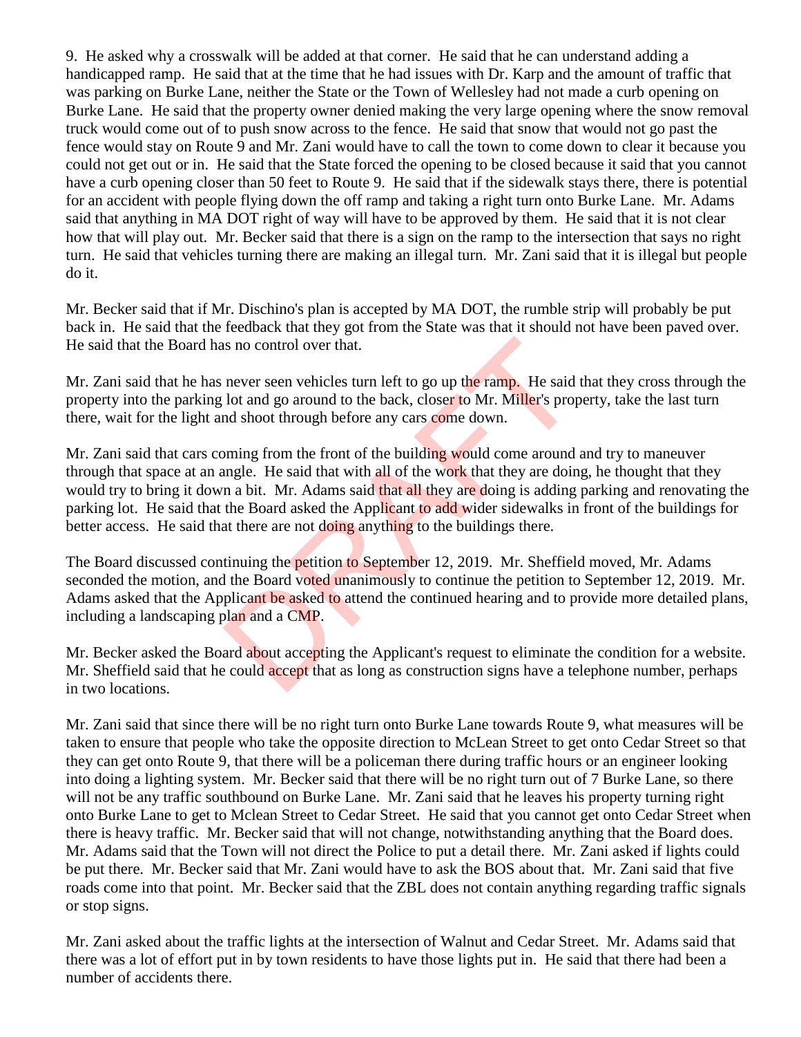9. He asked why a crosswalk will be added at that corner. He said that he can understand adding a handicapped ramp. He said that at the time that he had issues with Dr. Karp and the amount of traffic that was parking on Burke Lane, neither the State or the Town of Wellesley had not made a curb opening on Burke Lane. He said that the property owner denied making the very large opening where the snow removal truck would come out of to push snow across to the fence. He said that snow that would not go past the fence would stay on Route 9 and Mr. Zani would have to call the town to come down to clear it because you could not get out or in. He said that the State forced the opening to be closed because it said that you cannot have a curb opening closer than 50 feet to Route 9. He said that if the sidewalk stays there, there is potential for an accident with people flying down the off ramp and taking a right turn onto Burke Lane. Mr. Adams said that anything in MA DOT right of way will have to be approved by them. He said that it is not clear how that will play out. Mr. Becker said that there is a sign on the ramp to the intersection that says no right turn. He said that vehicles turning there are making an illegal turn. Mr. Zani said that it is illegal but people do it.

Mr. Becker said that if Mr. Dischino's plan is accepted by MA DOT, the rumble strip will probably be put back in. He said that the feedback that they got from the State was that it should not have been paved over. He said that the Board has no control over that.

Mr. Zani said that he has never seen vehicles turn left to go up the ramp. He said that they cross through the property into the parking lot and go around to the back, closer to Mr. Miller's property, take the last turn there, wait for the light and shoot through before any cars come down.

Mr. Zani said that cars coming from the front of the building would come around and try to maneuver through that space at an angle. He said that with all of the work that they are doing, he thought that they would try to bring it down a bit. Mr. Adams said that all they are doing is adding parking and renovating the parking lot. He said that the Board asked the Applicant to add wider sidewalks in front of the buildings for better access. He said that there are not doing anything to the buildings there.

The Board discussed continuing the petition to September 12, 2019. Mr. Sheffield moved, Mr. Adams seconded the motion, and the Board voted unanimously to continue the petition to September 12, 2019. Mr. Adams asked that the Applicant be asked to attend the continued hearing and to provide more detailed plans, including a landscaping plan and a CMP.

Mr. Becker asked the Board about accepting the Applicant's request to eliminate the condition for a website. Mr. Sheffield said that he could accept that as long as construction signs have a telephone number, perhaps in two locations.

Mr. Zani said that since there will be no right turn onto Burke Lane towards Route 9, what measures will be taken to ensure that people who take the opposite direction to McLean Street to get onto Cedar Street so that they can get onto Route 9, that there will be a policeman there during traffic hours or an engineer looking into doing a lighting system. Mr. Becker said that there will be no right turn out of 7 Burke Lane, so there will not be any traffic southbound on Burke Lane. Mr. Zani said that he leaves his property turning right onto Burke Lane to get to Mclean Street to Cedar Street. He said that you cannot get onto Cedar Street when there is heavy traffic. Mr. Becker said that will not change, notwithstanding anything that the Board does. Mr. Adams said that the Town will not direct the Police to put a detail there. Mr. Zani asked if lights could be put there. Mr. Becker said that Mr. Zani would have to ask the BOS about that. Mr. Zani said that five roads come into that point. Mr. Becker said that the ZBL does not contain anything regarding traffic signals or stop signs.

Mr. Zani asked about the traffic lights at the intersection of Walnut and Cedar Street. Mr. Adams said that there was a lot of effort put in by town residents to have those lights put in. He said that there had been a number of accidents there.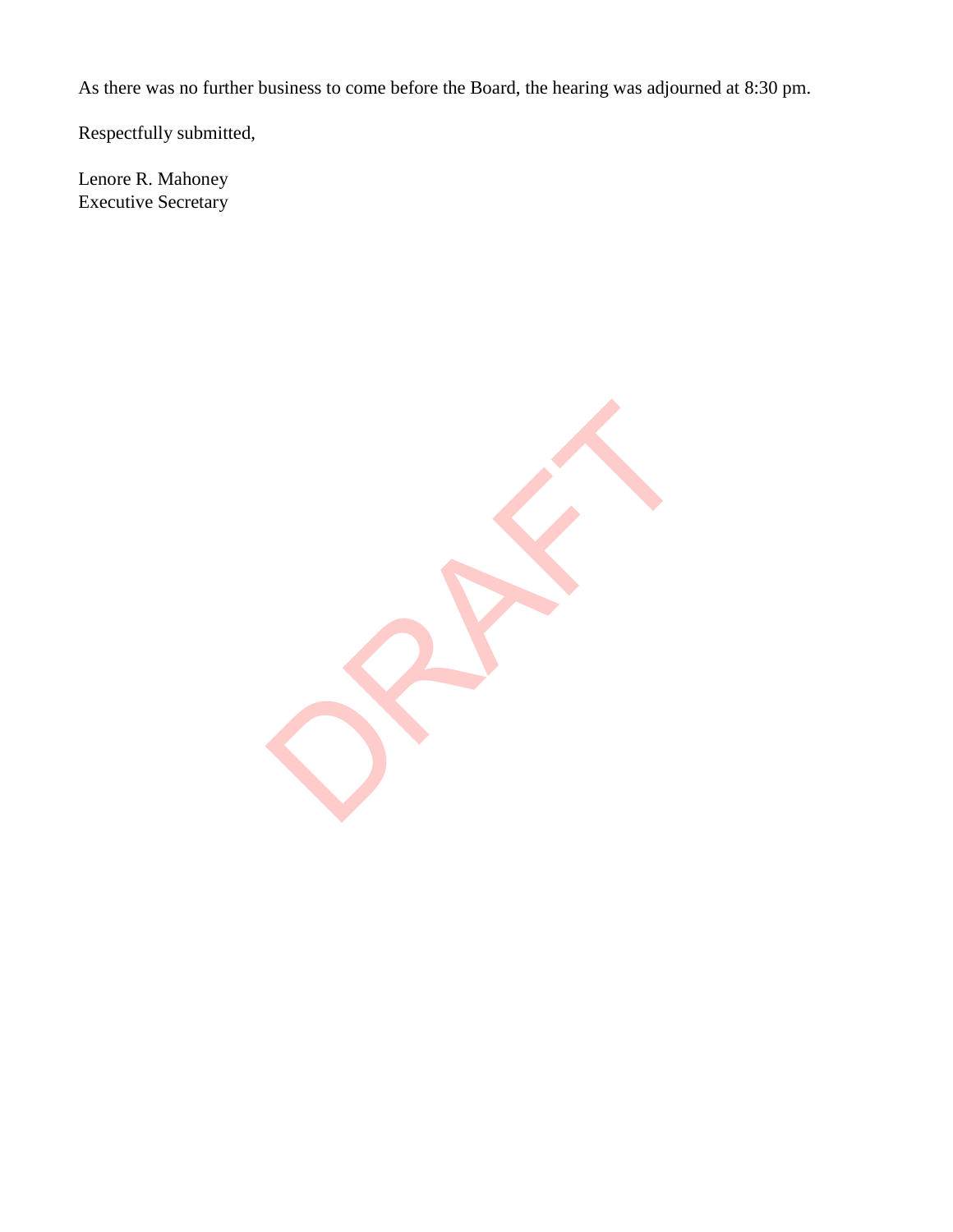As there was no further business to come before the Board, the hearing was adjourned at 8:30 pm.

Respectfully submitted,

Lenore R. Mahoney
Executive Secretary

DRAFT